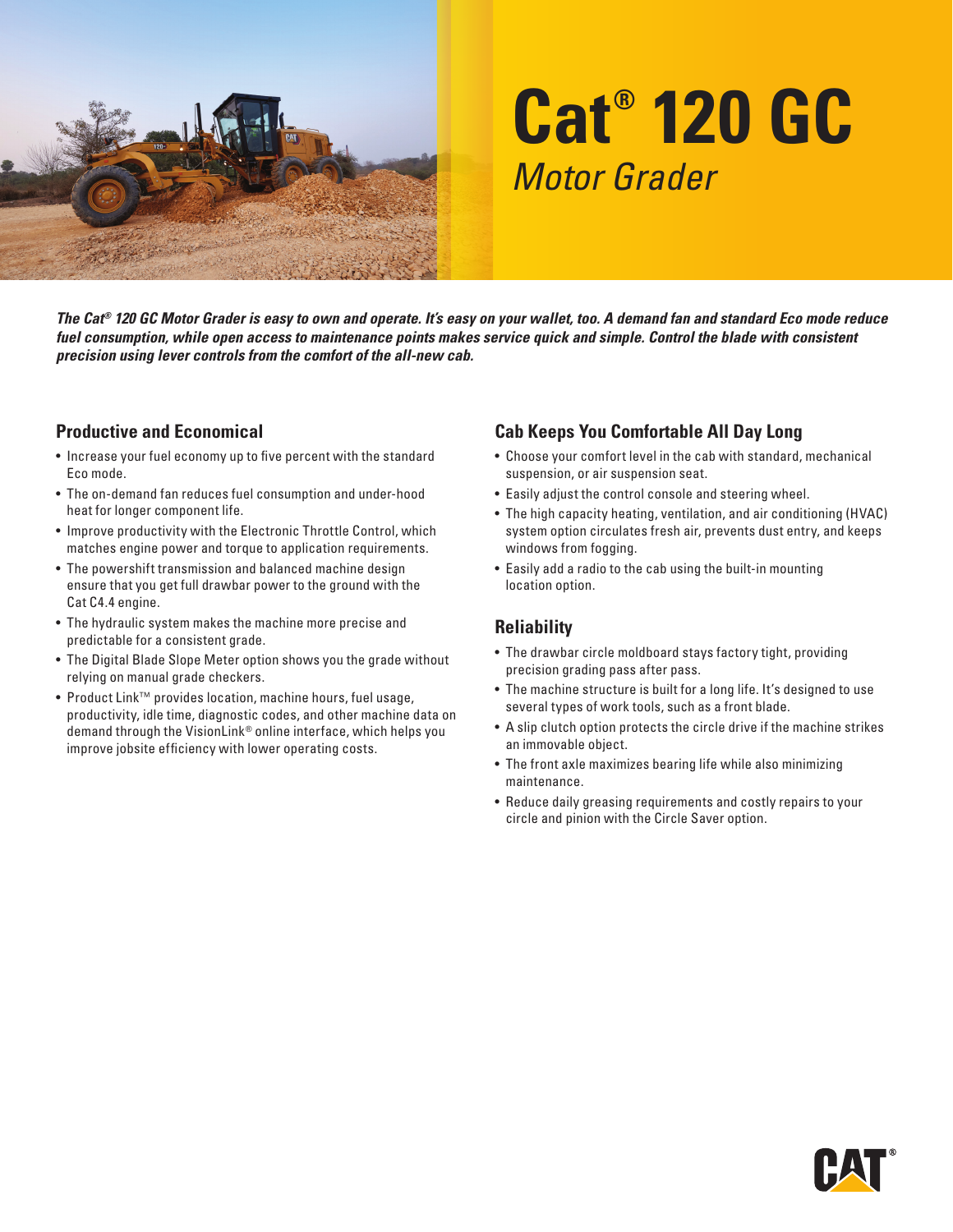# Cat® 120 GC

*Motor Grader*

***The Cat® 120 GC Motor Grader is easy to own and operate. It's easy on your wallet, too. A demand fan and standard Eco mode reduce fuel consumption, while open access to maintenance points makes service quick and simple. Control the blade with consistent precision using lever controls from the comfort of the all-new cab.***

## Productive and Economical

- Increase your fuel economy up to five percent with the standard Eco mode.
- The on-demand fan reduces fuel consumption and under-hood heat for longer component life.
- Improve productivity with the Electronic Throttle Control, which matches engine power and torque to application requirements.
- The powershift transmission and balanced machine design ensure that you get full drawbar power to the ground with the Cat C4.4 engine.
- The hydraulic system makes the machine more precise and predictable for a consistent grade.
- The Digital Blade Slope Meter option shows you the grade without relying on manual grade checkers.
- Product Link™ provides location, machine hours, fuel usage, productivity, idle time, diagnostic codes, and other machine data on demand through the VisionLink® online interface, which helps you improve jobsite efficiency with lower operating costs.

## Cab Keeps You Comfortable All Day Long

- Choose your comfort level in the cab with standard, mechanical suspension, or air suspension seat.
- Easily adjust the control console and steering wheel.
- The high capacity heating, ventilation, and air conditioning (HVAC) system option circulates fresh air, prevents dust entry, and keeps windows from fogging.
- Easily add a radio to the cab using the built-in mounting location option.

## Reliability

- The drawbar circle moldboard stays factory tight, providing precision grading pass after pass.
- The machine structure is built for a long life. It's designed to use several types of work tools, such as a front blade.
- A slip clutch option protects the circle drive if the machine strikes an immovable object.
- The front axle maximizes bearing life while also minimizing maintenance.
- Reduce daily greasing requirements and costly repairs to your circle and pinion with the Circle Saver option.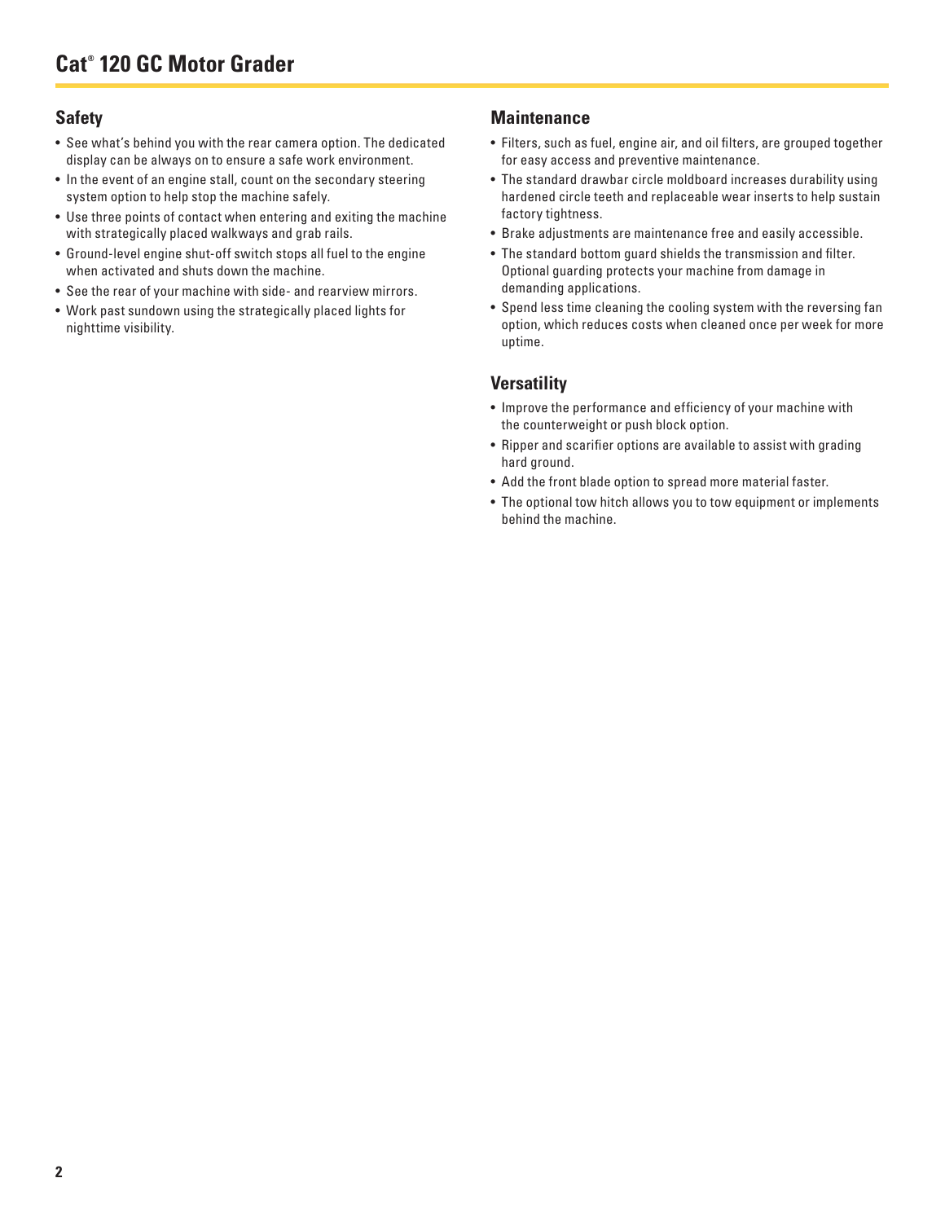## Safety

- See what's behind you with the rear camera option. The dedicated display can be always on to ensure a safe work environment.
- In the event of an engine stall, count on the secondary steering system option to help stop the machine safely.
- Use three points of contact when entering and exiting the machine with strategically placed walkways and grab rails.
- Ground-level engine shut-off switch stops all fuel to the engine when activated and shuts down the machine.
- See the rear of your machine with side- and rearview mirrors.
- Work past sundown using the strategically placed lights for nighttime visibility.

## Maintenance

- Filters, such as fuel, engine air, and oil filters, are grouped together for easy access and preventive maintenance.
- The standard drawbar circle moldboard increases durability using hardened circle teeth and replaceable wear inserts to help sustain factory tightness.
- Brake adjustments are maintenance free and easily accessible.
- The standard bottom guard shields the transmission and filter. Optional guarding protects your machine from damage in demanding applications.
- Spend less time cleaning the cooling system with the reversing fan option, which reduces costs when cleaned once per week for more uptime.

## Versatility

- Improve the performance and efficiency of your machine with the counterweight or push block option.
- Ripper and scarifier options are available to assist with grading hard ground.
- Add the front blade option to spread more material faster.
- The optional tow hitch allows you to tow equipment or implements behind the machine.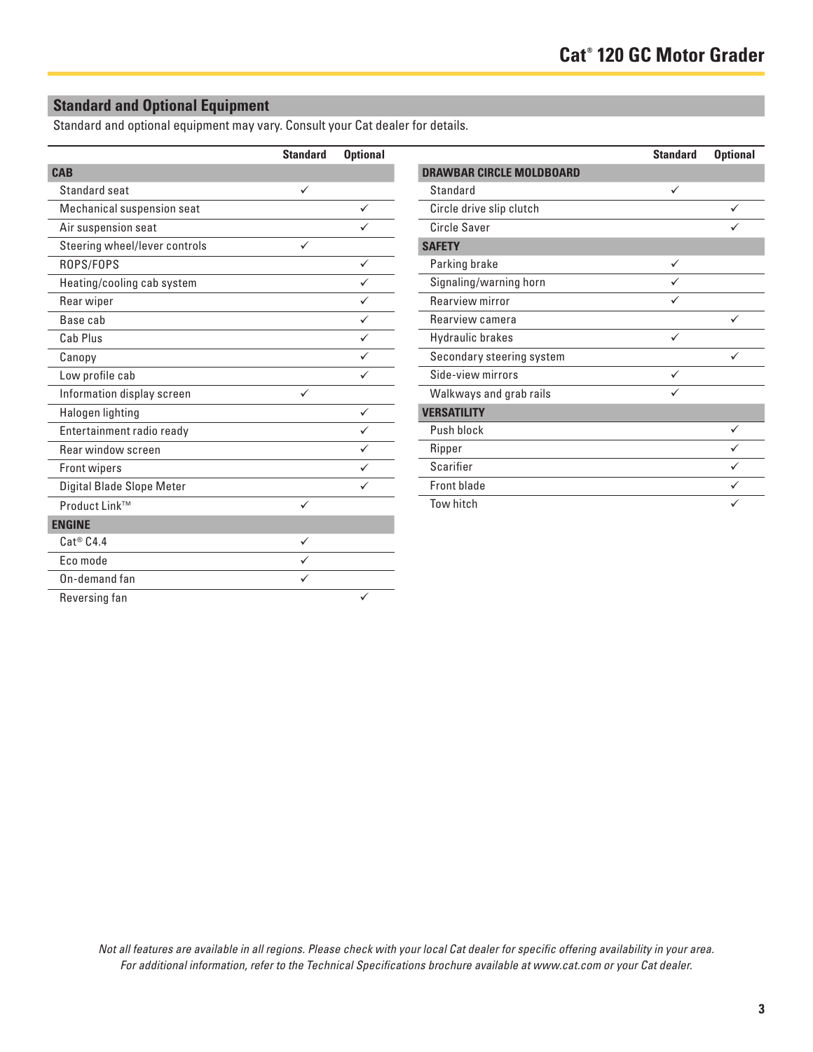## Standard and Optional Equipment

Standard and optional equipment may vary. Consult your Cat dealer for details.

| | Standard | Optional |
|---|---|---|
| **CAB** | | |
| Standard seat | ✓ | |
| Mechanical suspension seat | | ✓ |
| Air suspension seat | | ✓ |
| Steering wheel/lever controls | ✓ | |
| ROPS/FOPS | | ✓ |
| Heating/cooling cab system | | ✓ |
| Rear wiper | | ✓ |
| Base cab | | ✓ |
| Cab Plus | | ✓ |
| Canopy | | ✓ |
| Low profile cab | | ✓ |
| Information display screen | ✓ | |
| Halogen lighting | | ✓ |
| Entertainment radio ready | | ✓ |
| Rear window screen | | ✓ |
| Front wipers | | ✓ |
| Digital Blade Slope Meter | | ✓ |
| Product Link™ | ✓ | |
| **ENGINE** | | |
| Cat® C4.4 | ✓ | |
| Eco mode | ✓ | |
| On-demand fan | ✓ | |
| Reversing fan | | ✓ |

| | Standard | Optional |
|---|---|---|
| **DRAWBAR CIRCLE MOLDBOARD** | | |
| Standard | ✓ | |
| Circle drive slip clutch | | ✓ |
| Circle Saver | | ✓ |
| **SAFETY** | | |
| Parking brake | ✓ | |
| Signaling/warning horn | ✓ | |
| Rearview mirror | ✓ | |
| Rearview camera | | ✓ |
| Hydraulic brakes | ✓ | |
| Secondary steering system | | ✓ |
| Side-view mirrors | ✓ | |
| Walkways and grab rails | ✓ | |
| **VERSATILITY** | | |
| Push block | | ✓ |
| Ripper | | ✓ |
| Scarifier | | ✓ |
| Front blade | | ✓ |
| Tow hitch | | ✓ |

*Not all features are available in all regions. Please check with your local Cat dealer for specific offering availability in your area.*
*For additional information, refer to the Technical Specifications brochure available at www.cat.com or your Cat dealer.*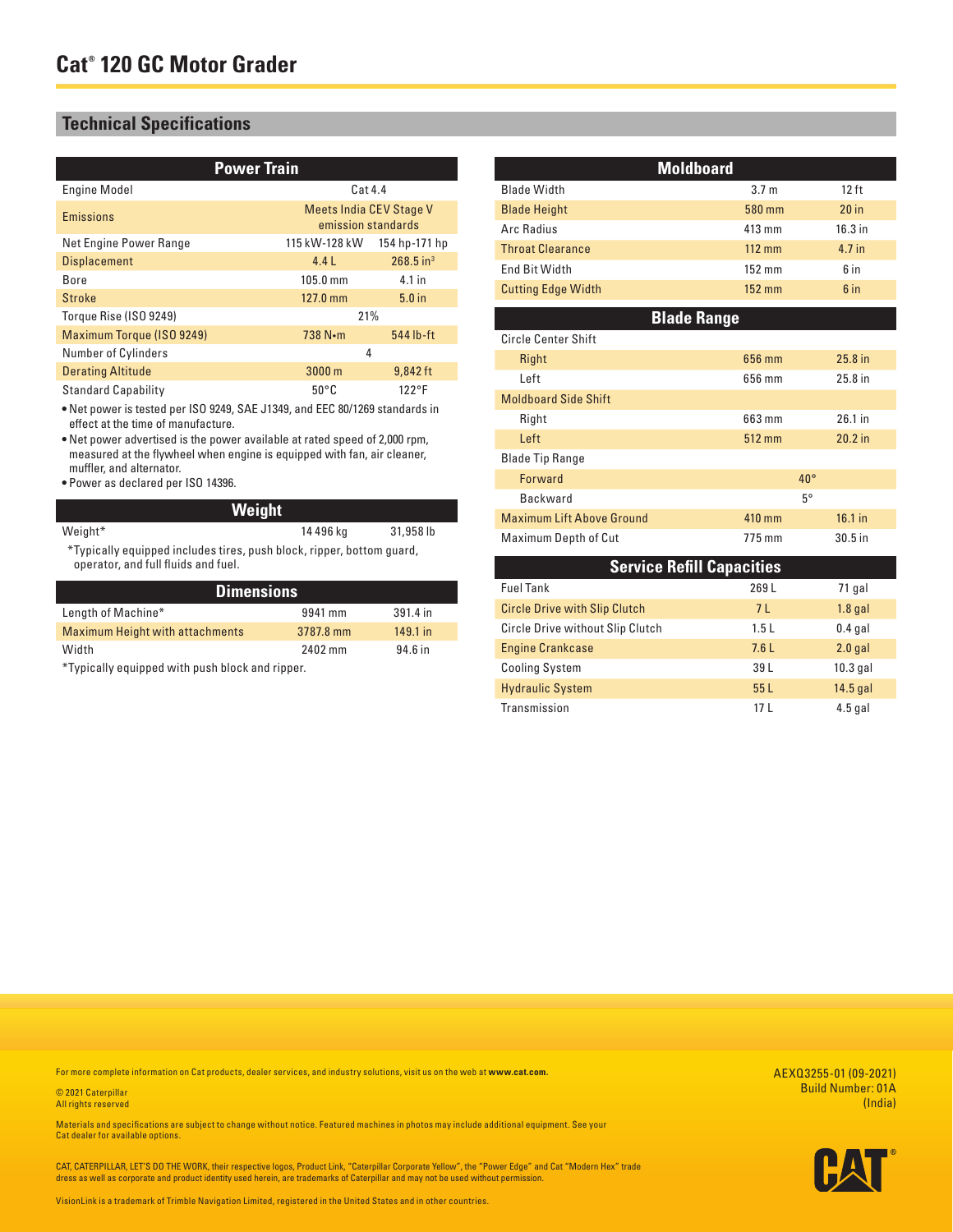# Cat® 120 GC Motor Grader

## Technical Specifications

| Power Train | | |
|---|---|---|
| Engine Model | Cat 4.4 | |
| Emissions | Meets India CEV Stage V emission standards | |
| Net Engine Power Range | 115 kW-128 kW | 154 hp-171 hp |
| Displacement | 4.4 L | 268.5 in³ |
| Bore | 105.0 mm | 4.1 in |
| Stroke | 127.0 mm | 5.0 in |
| Torque Rise (ISO 9249) | 21% | |
| Maximum Torque (ISO 9249) | 738 N•m | 544 lb-ft |
| Number of Cylinders | 4 | |
| Derating Altitude | 3000 m | 9,842 ft |
| Standard Capability | 50°C | 122°F |

- Net power is tested per ISO 9249, SAE J1349, and EEC 80/1269 standards in effect at the time of manufacture.
- Net power advertised is the power available at rated speed of 2,000 rpm, measured at the flywheel when engine is equipped with fan, air cleaner, muffler, and alternator.
- Power as declared per ISO 14396.

| Weight | | |
|---|---|---|
| Weight* | 14 496 kg | 31,958 lb |

*Typically equipped includes tires, push block, ripper, bottom guard, operator, and full fluids and fuel.

| Dimensions | | |
|---|---|---|
| Length of Machine* | 9941 mm | 391.4 in |
| Maximum Height with attachments | 3787.8 mm | 149.1 in |
| Width | 2402 mm | 94.6 in |

*Typically equipped with push block and ripper.

| Moldboard | | |
|---|---|---|
| Blade Width | 3.7 m | 12 ft |
| Blade Height | 580 mm | 20 in |
| Arc Radius | 413 mm | 16.3 in |
| Throat Clearance | 112 mm | 4.7 in |
| End Bit Width | 152 mm | 6 in |
| Cutting Edge Width | 152 mm | 6 in |

| Blade Range | | |
|---|---|---|
| Circle Center Shift | | |
| Right | 656 mm | 25.8 in |
| Left | 656 mm | 25.8 in |
| Moldboard Side Shift | | |
| Right | 663 mm | 26.1 in |
| Left | 512 mm | 20.2 in |
| Blade Tip Range | | |
| Forward | 40° | |
| Backward | 5° | |
| Maximum Lift Above Ground | 410 mm | 16.1 in |
| Maximum Depth of Cut | 775 mm | 30.5 in |

| Service Refill Capacities | | |
|---|---|---|
| Fuel Tank | 269 L | 71 gal |
| Circle Drive with Slip Clutch | 7 L | 1.8 gal |
| Circle Drive without Slip Clutch | 1.5 L | 0.4 gal |
| Engine Crankcase | 7.6 L | 2.0 gal |
| Cooling System | 39 L | 10.3 gal |
| Hydraulic System | 55 L | 14.5 gal |
| Transmission | 17 L | 4.5 gal |

For more complete information on Cat products, dealer services, and industry solutions, visit us on the web at **www.cat.com.**

© 2021 Caterpillar
All rights reserved

Materials and specifications are subject to change without notice. Featured machines in photos may include additional equipment. See your Cat dealer for available options.

CAT, CATERPILLAR, LET'S DO THE WORK, their respective logos, Product Link, "Caterpillar Corporate Yellow", the "Power Edge" and Cat "Modern Hex" trade dress as well as corporate and product identity used herein, are trademarks of Caterpillar and may not be used without permission.

VisionLink is a trademark of Trimble Navigation Limited, registered in the United States and in other countries.

AEXQ3255-01 (09-2021)
Build Number: 01A
(India)